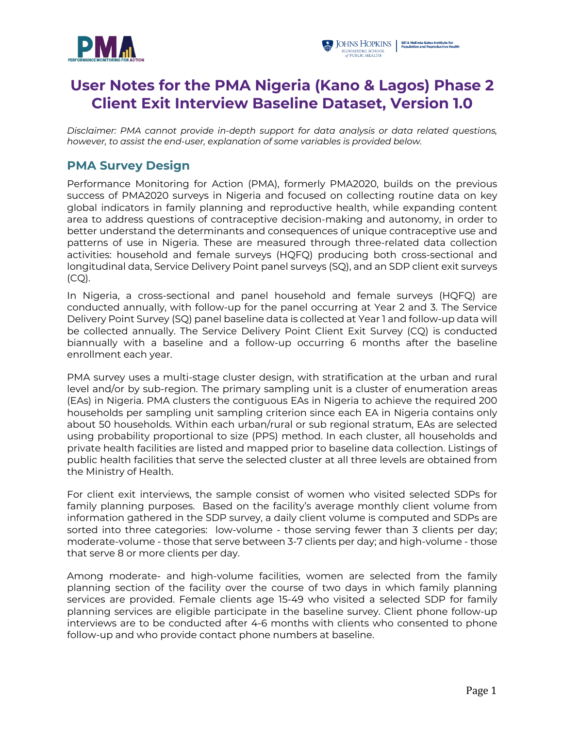# User Notes for the PMA Nigeria (Kano & Lagos) Phase 2 Client Exit Interview Baseline Dataset, Version 1.0

*Disclaimer: PMA cannot provide in-depth support for data analysis or data related questions, however, to assist the end-user, explanation of some variables is provided below.*

## PMA Survey Design

Performance Monitoring for Action (PMA), formerly PMA2020, builds on the previous success of PMA2020 surveys in Nigeria and focused on collecting routine data on key global indicators in family planning and reproductive health, while expanding content area to address questions of contraceptive decision-making and autonomy, in order to better understand the determinants and consequences of unique contraceptive use and patterns of use in Nigeria. These are measured through three-related data collection activities: household and female surveys (HQFQ) producing both cross-sectional and longitudinal data, Service Delivery Point panel surveys (SQ), and an SDP client exit surveys (CQ).

In Nigeria, a cross-sectional and panel household and female surveys (HQFQ) are conducted annually, with follow-up for the panel occurring at Year 2 and 3. The Service Delivery Point Survey (SQ) panel baseline data is collected at Year 1 and follow-up data will be collected annually. The Service Delivery Point Client Exit Survey (CQ) is conducted biannually with a baseline and a follow-up occurring 6 months after the baseline enrollment each year.

PMA survey uses a multi-stage cluster design, with stratification at the urban and rural level and/or by sub-region. The primary sampling unit is a cluster of enumeration areas (EAs) in Nigeria. PMA clusters the contiguous EAs in Nigeria to achieve the required 200 households per sampling unit sampling criterion since each EA in Nigeria contains only about 50 households. Within each urban/rural or sub regional stratum, EAs are selected using probability proportional to size (PPS) method. In each cluster, all households and private health facilities are listed and mapped prior to baseline data collection. Listings of public health facilities that serve the selected cluster at all three levels are obtained from the Ministry of Health.

For client exit interviews, the sample consist of women who visited selected SDPs for family planning purposes. Based on the facility's average monthly client volume from information gathered in the SDP survey, a daily client volume is computed and SDPs are sorted into three categories: low-volume - those serving fewer than 3 clients per day; moderate-volume - those that serve between 3-7 clients per day; and high-volume - those that serve 8 or more clients per day.

Among moderate- and high-volume facilities, women are selected from the family planning section of the facility over the course of two days in which family planning services are provided. Female clients age 15-49 who visited a selected SDP for family planning services are eligible participate in the baseline survey. Client phone follow-up interviews are to be conducted after 4-6 months with clients who consented to phone follow-up and who provide contact phone numbers at baseline.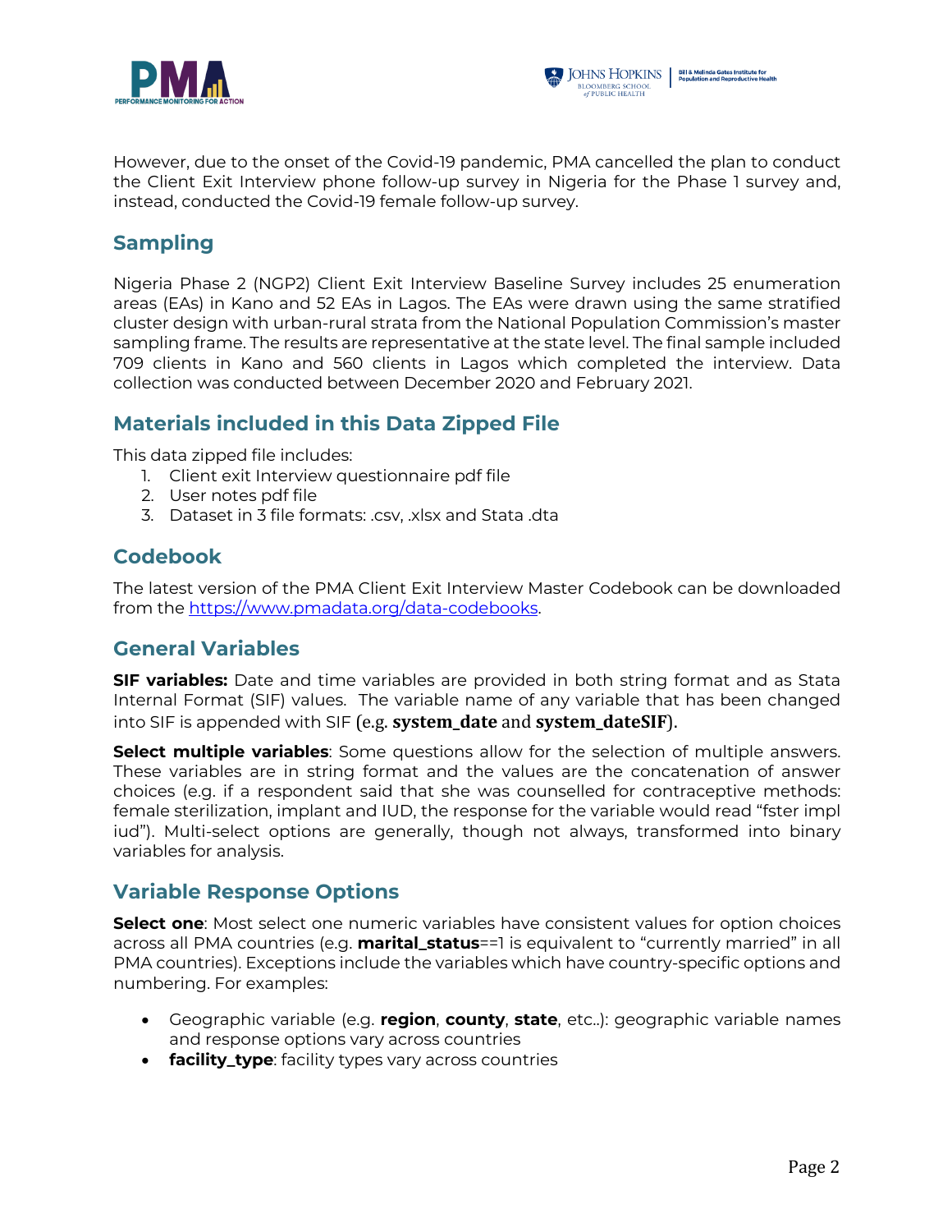However, due to the onset of the Covid-19 pandemic, PMA cancelled the plan to conduct the Client Exit Interview phone follow-up survey in Nigeria for the Phase 1 survey and, instead, conducted the Covid-19 female follow-up survey.

## Sampling

Nigeria Phase 2 (NGP2) Client Exit Interview Baseline Survey includes 25 enumeration areas (EAs) in Kano and 52 EAs in Lagos. The EAs were drawn using the same stratified cluster design with urban-rural strata from the National Population Commission's master sampling frame. The results are representative at the state level. The final sample included 709 clients in Kano and 560 clients in Lagos which completed the interview. Data collection was conducted between December 2020 and February 2021.

## Materials included in this Data Zipped File

This data zipped file includes:

1. Client exit Interview questionnaire pdf file
2. User notes pdf file
3. Dataset in 3 file formats: .csv, .xlsx and Stata .dta

## Codebook

The latest version of the PMA Client Exit Interview Master Codebook can be downloaded from the https://www.pmadata.org/data-codebooks.

## General Variables

**SIF variables:** Date and time variables are provided in both string format and as Stata Internal Format (SIF) values. The variable name of any variable that has been changed into SIF is appended with SIF (e.g. **system_date** and **system_dateSIF**).

**Select multiple variables**: Some questions allow for the selection of multiple answers. These variables are in string format and the values are the concatenation of answer choices (e.g. if a respondent said that she was counselled for contraceptive methods: female sterilization, implant and IUD, the response for the variable would read "fster impl iud"). Multi-select options are generally, though not always, transformed into binary variables for analysis.

## Variable Response Options

**Select one**: Most select one numeric variables have consistent values for option choices across all PMA countries (e.g. **marital_status**==1 is equivalent to "currently married" in all PMA countries). Exceptions include the variables which have country-specific options and numbering. For examples:

- Geographic variable (e.g. **region**, **county**, **state**, etc..): geographic variable names and response options vary across countries
- **facility_type**: facility types vary across countries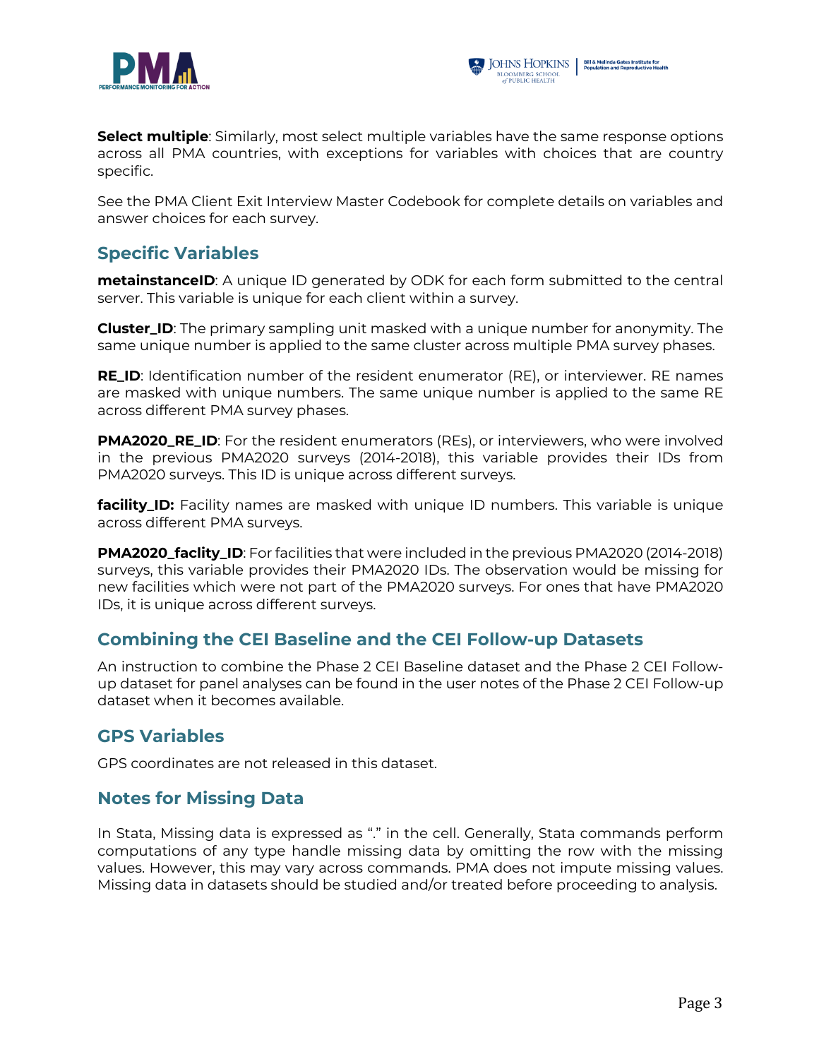**Select multiple**: Similarly, most select multiple variables have the same response options across all PMA countries, with exceptions for variables with choices that are country specific.

See the PMA Client Exit Interview Master Codebook for complete details on variables and answer choices for each survey.

## Specific Variables

**metainstanceID**: A unique ID generated by ODK for each form submitted to the central server. This variable is unique for each client within a survey.

**Cluster_ID**: The primary sampling unit masked with a unique number for anonymity. The same unique number is applied to the same cluster across multiple PMA survey phases.

**RE_ID**: Identification number of the resident enumerator (RE), or interviewer. RE names are masked with unique numbers. The same unique number is applied to the same RE across different PMA survey phases.

**PMA2020_RE_ID**: For the resident enumerators (REs), or interviewers, who were involved in the previous PMA2020 surveys (2014-2018), this variable provides their IDs from PMA2020 surveys. This ID is unique across different surveys.

**facility_ID:** Facility names are masked with unique ID numbers. This variable is unique across different PMA surveys.

**PMA2020_faclity_ID**: For facilities that were included in the previous PMA2020 (2014-2018) surveys, this variable provides their PMA2020 IDs. The observation would be missing for new facilities which were not part of the PMA2020 surveys. For ones that have PMA2020 IDs, it is unique across different surveys.

## Combining the CEI Baseline and the CEI Follow-up Datasets

An instruction to combine the Phase 2 CEI Baseline dataset and the Phase 2 CEI Follow-up dataset for panel analyses can be found in the user notes of the Phase 2 CEI Follow-up dataset when it becomes available.

## GPS Variables

GPS coordinates are not released in this dataset.

## Notes for Missing Data

In Stata, Missing data is expressed as "." in the cell. Generally, Stata commands perform computations of any type handle missing data by omitting the row with the missing values. However, this may vary across commands. PMA does not impute missing values. Missing data in datasets should be studied and/or treated before proceeding to analysis.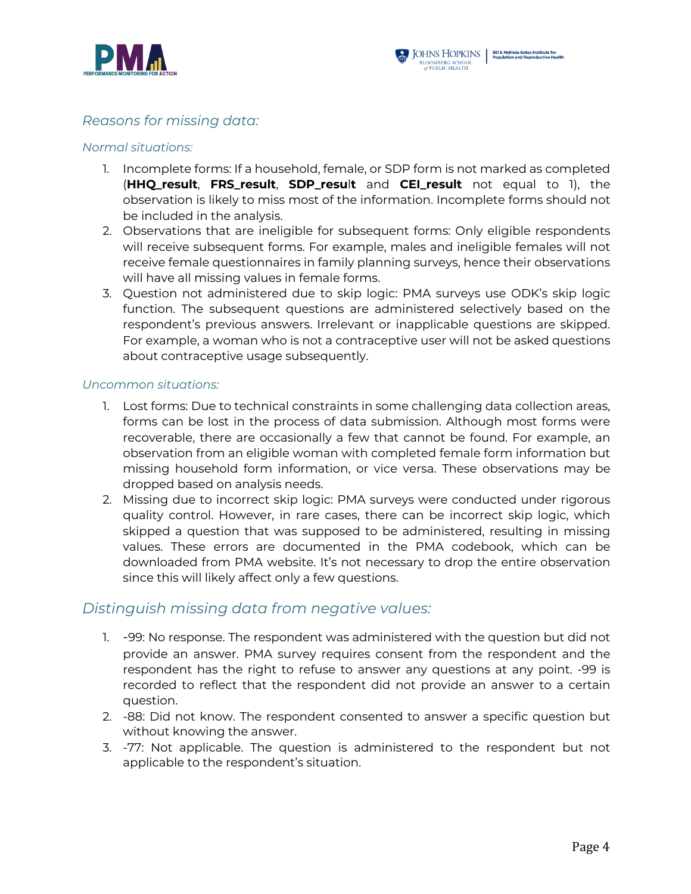## *Reasons for missing data:*

### *Normal situations:*

1. Incomplete forms: If a household, female, or SDP form is not marked as completed (**HHQ_result**, **FRS_result**, **SDP_result** and **CEI_result** not equal to 1), the observation is likely to miss most of the information. Incomplete forms should not be included in the analysis.
2. Observations that are ineligible for subsequent forms: Only eligible respondents will receive subsequent forms. For example, males and ineligible females will not receive female questionnaires in family planning surveys, hence their observations will have all missing values in female forms.
3. Question not administered due to skip logic: PMA surveys use ODK's skip logic function. The subsequent questions are administered selectively based on the respondent's previous answers. Irrelevant or inapplicable questions are skipped. For example, a woman who is not a contraceptive user will not be asked questions about contraceptive usage subsequently.

### *Uncommon situations:*

1. Lost forms: Due to technical constraints in some challenging data collection areas, forms can be lost in the process of data submission. Although most forms were recoverable, there are occasionally a few that cannot be found. For example, an observation from an eligible woman with completed female form information but missing household form information, or vice versa. These observations may be dropped based on analysis needs.
2. Missing due to incorrect skip logic: PMA surveys were conducted under rigorous quality control. However, in rare cases, there can be incorrect skip logic, which skipped a question that was supposed to be administered, resulting in missing values. These errors are documented in the PMA codebook, which can be downloaded from PMA website. It's not necessary to drop the entire observation since this will likely affect only a few questions.

## *Distinguish missing data from negative values:*

1. -99: No response. The respondent was administered with the question but did not provide an answer. PMA survey requires consent from the respondent and the respondent has the right to refuse to answer any questions at any point. -99 is recorded to reflect that the respondent did not provide an answer to a certain question.
2. -88: Did not know. The respondent consented to answer a specific question but without knowing the answer.
3. -77: Not applicable. The question is administered to the respondent but not applicable to the respondent's situation.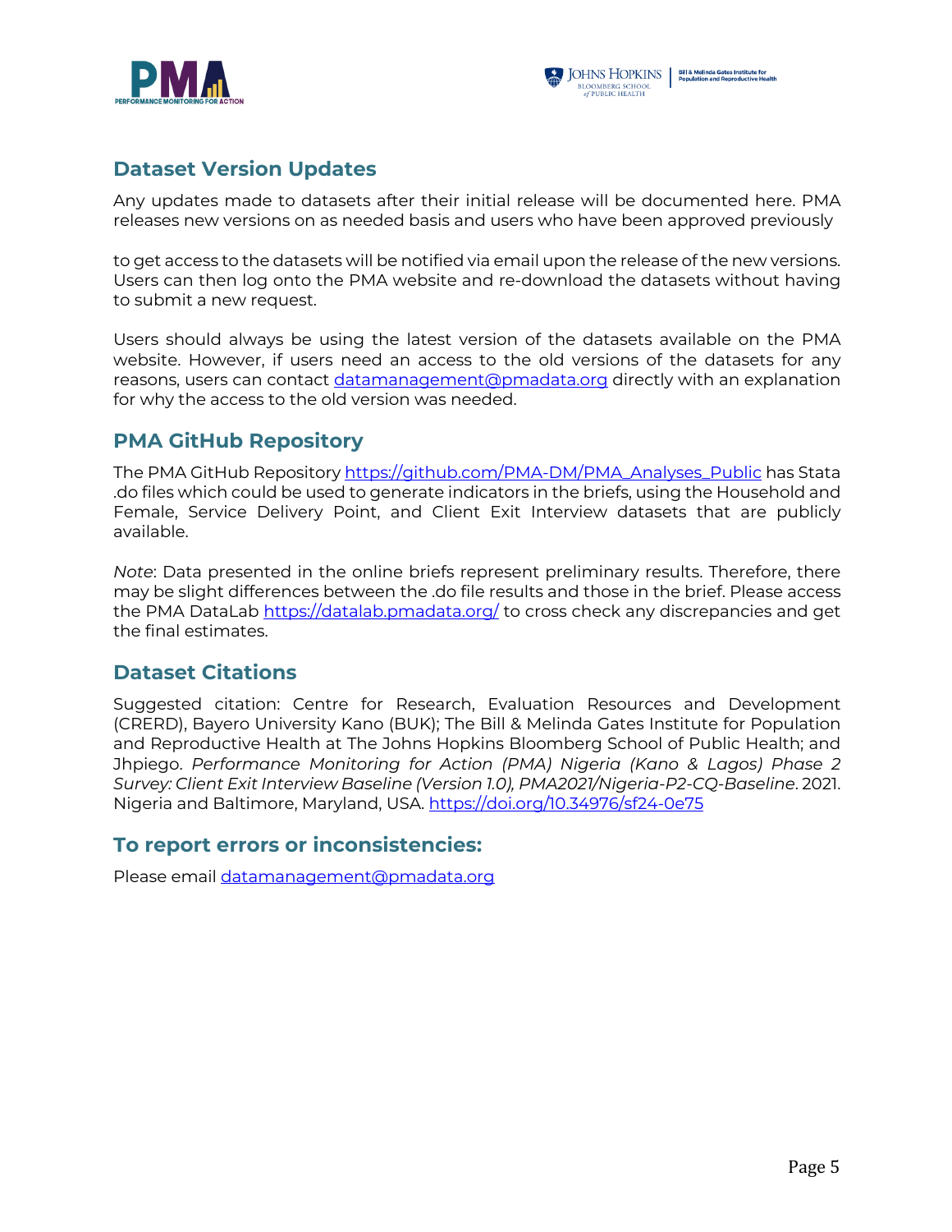## Dataset Version Updates

Any updates made to datasets after their initial release will be documented here. PMA releases new versions on as needed basis and users who have been approved previously to get access to the datasets will be notified via email upon the release of the new versions. Users can then log onto the PMA website and re-download the datasets without having to submit a new request.

Users should always be using the latest version of the datasets available on the PMA website. However, if users need an access to the old versions of the datasets for any reasons, users can contact datamanagement@pmadata.org directly with an explanation for why the access to the old version was needed.

## PMA GitHub Repository

The PMA GitHub Repository https://github.com/PMA-DM/PMA_Analyses_Public has Stata .do files which could be used to generate indicators in the briefs, using the Household and Female, Service Delivery Point, and Client Exit Interview datasets that are publicly available.

*Note*: Data presented in the online briefs represent preliminary results. Therefore, there may be slight differences between the .do file results and those in the brief. Please access the PMA DataLab https://datalab.pmadata.org/ to cross check any discrepancies and get the final estimates.

## Dataset Citations

Suggested citation: Centre for Research, Evaluation Resources and Development (CRERD), Bayero University Kano (BUK); The Bill & Melinda Gates Institute for Population and Reproductive Health at The Johns Hopkins Bloomberg School of Public Health; and Jhpiego. *Performance Monitoring for Action (PMA) Nigeria (Kano & Lagos) Phase 2 Survey: Client Exit Interview Baseline (Version 1.0), PMA2021/Nigeria-P2-CQ-Baseline*. 2021. Nigeria and Baltimore, Maryland, USA. https://doi.org/10.34976/sf24-0e75

## To report errors or inconsistencies:

Please email datamanagement@pmadata.org